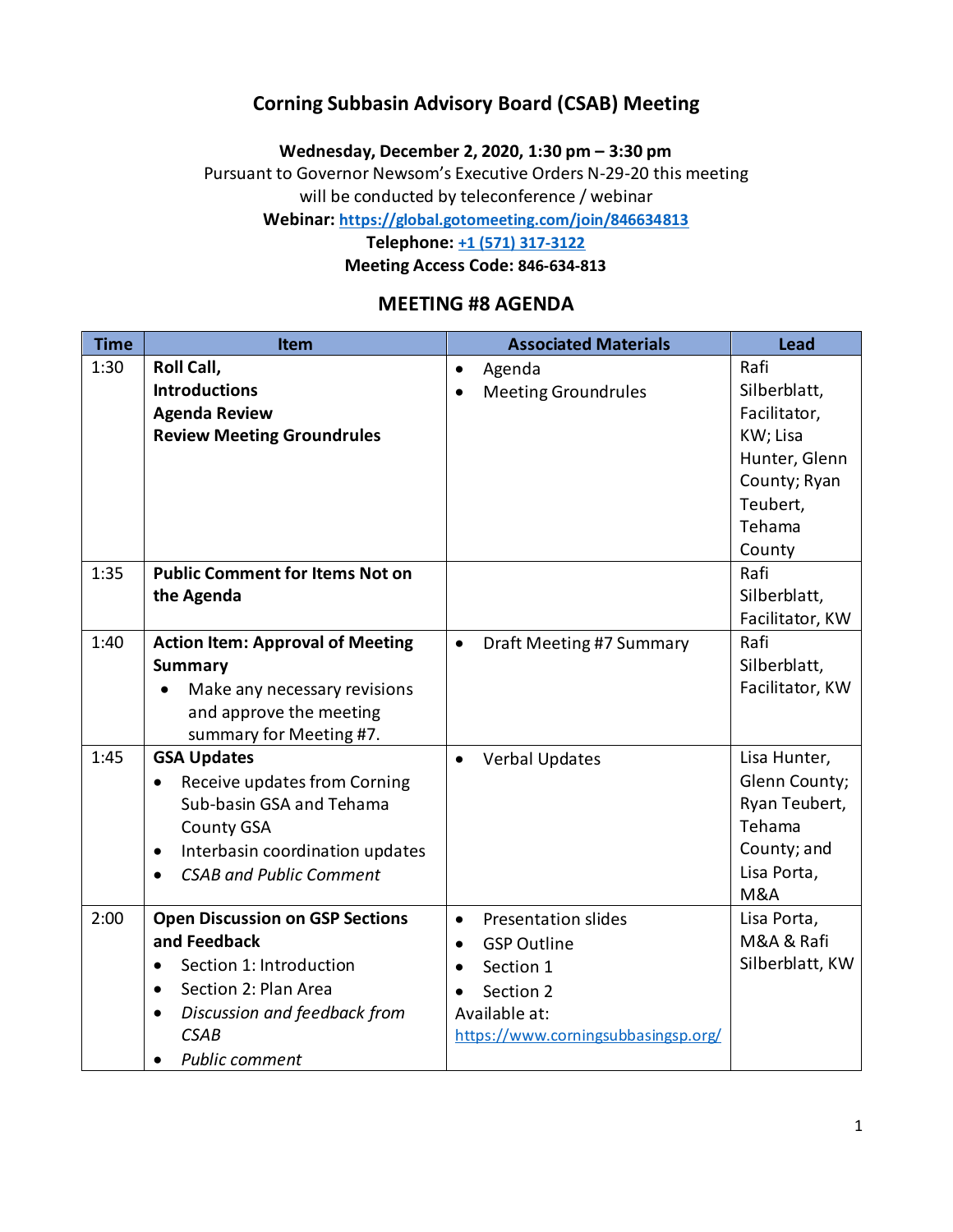# Corning Subbasin Advisory Board (CSAB) Meeting

**Wednesday, December 2, 2020, 1:30 pm – 3:30 pm**

Pursuant to Governor Newsom's Executive Orders N-29-20 this meeting will be conducted by teleconference / webinar

**Webinar:** https://global.gotomeeting.com/join/846634813

**Telephone:** +1 (571) 317-3122

**Meeting Access Code: 846-634-813**

## MEETING #8 AGENDA

| Time | Item | Associated Materials | Lead |
|---|---|---|---|
| 1:30 | **Roll Call,**<br>**Introductions**<br>**Agenda Review**<br>**Review Meeting Groundrules** | • Agenda<br>• Meeting Groundrules | Rafi Silberblatt, Facilitator, KW; Lisa Hunter, Glenn County; Ryan Teubert, Tehama County |
| 1:35 | **Public Comment for Items Not on the Agenda** | | Rafi Silberblatt, Facilitator, KW |
| 1:40 | **Action Item: Approval of Meeting Summary**<br>• Make any necessary revisions and approve the meeting summary for Meeting #7. | • Draft Meeting #7 Summary | Rafi Silberblatt, Facilitator, KW |
| 1:45 | **GSA Updates**<br>• Receive updates from Corning Sub-basin GSA and Tehama County GSA<br>• Interbasin coordination updates<br>• *CSAB and Public Comment* | • Verbal Updates | Lisa Hunter, Glenn County; Ryan Teubert, Tehama County; and Lisa Porta, M&A |
| 2:00 | **Open Discussion on GSP Sections and Feedback**<br>• Section 1: Introduction<br>• Section 2: Plan Area<br>• *Discussion and feedback from CSAB*<br>• *Public comment* | • Presentation slides<br>• GSP Outline<br>• Section 1<br>• Section 2<br>Available at: https://www.corningsubbasingsp.org/ | Lisa Porta, M&A & Rafi Silberblatt, KW |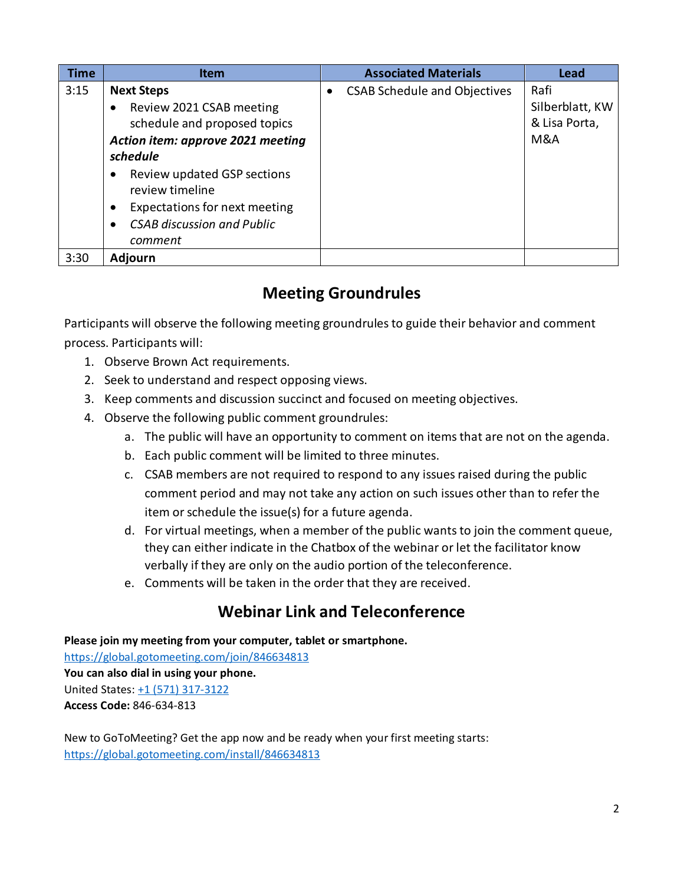| Time | Item | Associated Materials | Lead |
|---|---|---|---|
| 3:15 | **Next Steps**<br>• Review 2021 CSAB meeting schedule and proposed topics<br>***Action item: approve 2021 meeting schedule***<br>• Review updated GSP sections review timeline<br>• Expectations for next meeting<br>• *CSAB discussion and Public comment* | • CSAB Schedule and Objectives | Rafi Silberblatt, KW & Lisa Porta, M&A |
| 3:30 | **Adjourn** | | |

## Meeting Groundrules

Participants will observe the following meeting groundrules to guide their behavior and comment process. Participants will:

1. Observe Brown Act requirements.
2. Seek to understand and respect opposing views.
3. Keep comments and discussion succinct and focused on meeting objectives.
4. Observe the following public comment groundrules:
   a. The public will have an opportunity to comment on items that are not on the agenda.
   b. Each public comment will be limited to three minutes.
   c. CSAB members are not required to respond to any issues raised during the public comment period and may not take any action on such issues other than to refer the item or schedule the issue(s) for a future agenda.
   d. For virtual meetings, when a member of the public wants to join the comment queue, they can either indicate in the Chatbox of the webinar or let the facilitator know verbally if they are only on the audio portion of the teleconference.
   e. Comments will be taken in the order that they are received.

## Webinar Link and Teleconference

**Please join my meeting from your computer, tablet or smartphone.**
https://global.gotomeeting.com/join/846634813
**You can also dial in using your phone.**
United States: +1 (571) 317-3122
**Access Code:** 846-634-813

New to GoToMeeting? Get the app now and be ready when your first meeting starts:
https://global.gotomeeting.com/install/846634813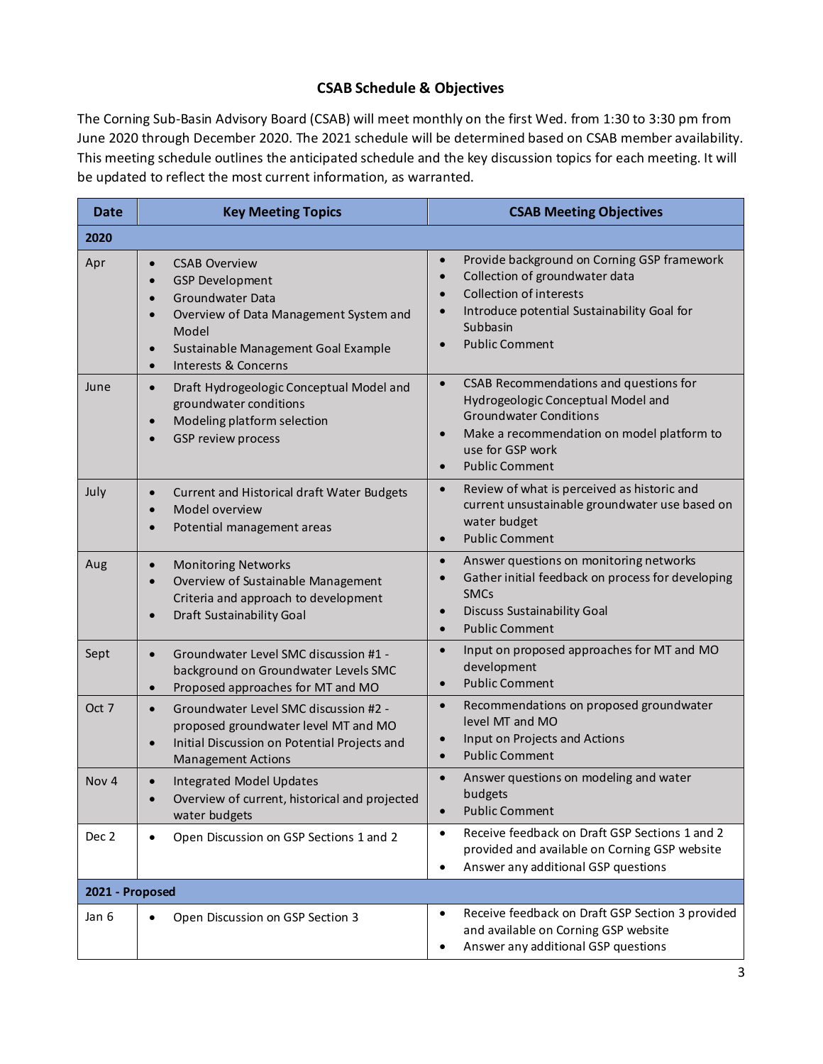## CSAB Schedule & Objectives

The Corning Sub-Basin Advisory Board (CSAB) will meet monthly on the first Wed. from 1:30 to 3:30 pm from June 2020 through December 2020. The 2021 schedule will be determined based on CSAB member availability. This meeting schedule outlines the anticipated schedule and the key discussion topics for each meeting. It will be updated to reflect the most current information, as warranted.

| Date | Key Meeting Topics | CSAB Meeting Objectives |
|---|---|---|
| **2020** | | |
| Apr | • CSAB Overview<br>• GSP Development<br>• Groundwater Data<br>• Overview of Data Management System and Model<br>• Sustainable Management Goal Example<br>• Interests & Concerns | • Provide background on Corning GSP framework<br>• Collection of groundwater data<br>• Collection of interests<br>• Introduce potential Sustainability Goal for Subbasin<br>• Public Comment |
| June | • Draft Hydrogeologic Conceptual Model and groundwater conditions<br>• Modeling platform selection<br>• GSP review process | • CSAB Recommendations and questions for Hydrogeologic Conceptual Model and Groundwater Conditions<br>• Make a recommendation on model platform to use for GSP work<br>• Public Comment |
| July | • Current and Historical draft Water Budgets<br>• Model overview<br>• Potential management areas | • Review of what is perceived as historic and current unsustainable groundwater use based on water budget<br>• Public Comment |
| Aug | • Monitoring Networks<br>• Overview of Sustainable Management Criteria and approach to development<br>• Draft Sustainability Goal | • Answer questions on monitoring networks<br>• Gather initial feedback on process for developing SMCs<br>• Discuss Sustainability Goal<br>• Public Comment |
| Sept | • Groundwater Level SMC discussion #1 - background on Groundwater Levels SMC<br>• Proposed approaches for MT and MO | • Input on proposed approaches for MT and MO development<br>• Public Comment |
| Oct 7 | • Groundwater Level SMC discussion #2 - proposed groundwater level MT and MO<br>• Initial Discussion on Potential Projects and Management Actions | • Recommendations on proposed groundwater level MT and MO<br>• Input on Projects and Actions<br>• Public Comment |
| Nov 4 | • Integrated Model Updates<br>• Overview of current, historical and projected water budgets | • Answer questions on modeling and water budgets<br>• Public Comment |
| Dec 2 | • Open Discussion on GSP Sections 1 and 2 | • Receive feedback on Draft GSP Sections 1 and 2 provided and available on Corning GSP website<br>• Answer any additional GSP questions |
| **2021 - Proposed** | | |
| Jan 6 | • Open Discussion on GSP Section 3 | • Receive feedback on Draft GSP Section 3 provided and available on Corning GSP website<br>• Answer any additional GSP questions |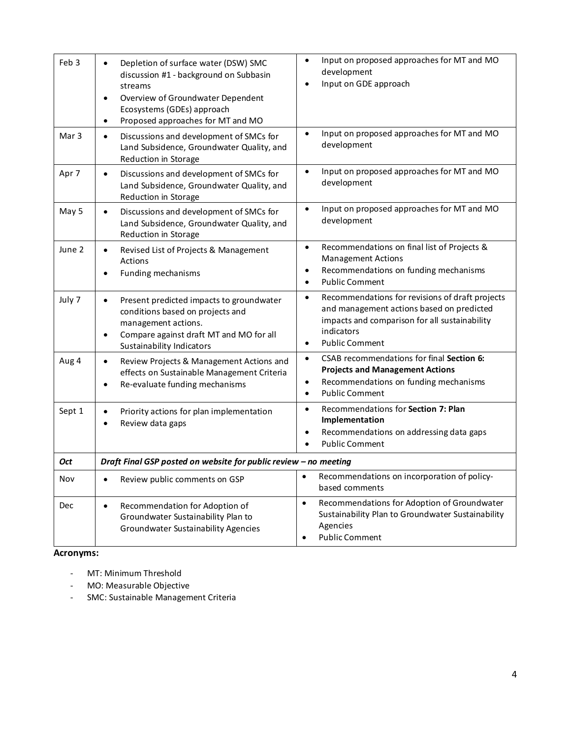| | | |
|---|---|---|
| Feb 3 | • Depletion of surface water (DSW) SMC discussion #1 - background on Subbasin streams<br>• Overview of Groundwater Dependent Ecosystems (GDEs) approach<br>• Proposed approaches for MT and MO | • Input on proposed approaches for MT and MO development<br>• Input on GDE approach |
| Mar 3 | • Discussions and development of SMCs for Land Subsidence, Groundwater Quality, and Reduction in Storage | • Input on proposed approaches for MT and MO development |
| Apr 7 | • Discussions and development of SMCs for Land Subsidence, Groundwater Quality, and Reduction in Storage | • Input on proposed approaches for MT and MO development |
| May 5 | • Discussions and development of SMCs for Land Subsidence, Groundwater Quality, and Reduction in Storage | • Input on proposed approaches for MT and MO development |
| June 2 | • Revised List of Projects & Management Actions<br>• Funding mechanisms | • Recommendations on final list of Projects & Management Actions<br>• Recommendations on funding mechanisms<br>• Public Comment |
| July 7 | • Present predicted impacts to groundwater conditions based on projects and management actions.<br>• Compare against draft MT and MO for all Sustainability Indicators | • Recommendations for revisions of draft projects and management actions based on predicted impacts and comparison for all sustainability indicators<br>• Public Comment |
| Aug 4 | • Review Projects & Management Actions and effects on Sustainable Management Criteria<br>• Re-evaluate funding mechanisms | • CSAB recommendations for final **Section 6: Projects and Management Actions**<br>• Recommendations on funding mechanisms<br>• Public Comment |
| Sept 1 | • Priority actions for plan implementation<br>• Review data gaps | • Recommendations for **Section 7: Plan Implementation**<br>• Recommendations on addressing data gaps<br>• Public Comment |
| ***Oct*** | ***Draft Final GSP posted on website for public review – no meeting*** | |
| Nov | • Review public comments on GSP | • Recommendations on incorporation of policy-based comments |
| Dec | • Recommendation for Adoption of Groundwater Sustainability Plan to Groundwater Sustainability Agencies | • Recommendations for Adoption of Groundwater Sustainability Plan to Groundwater Sustainability Agencies<br>• Public Comment |

**Acronyms:**

- MT: Minimum Threshold
- MO: Measurable Objective
- SMC: Sustainable Management Criteria